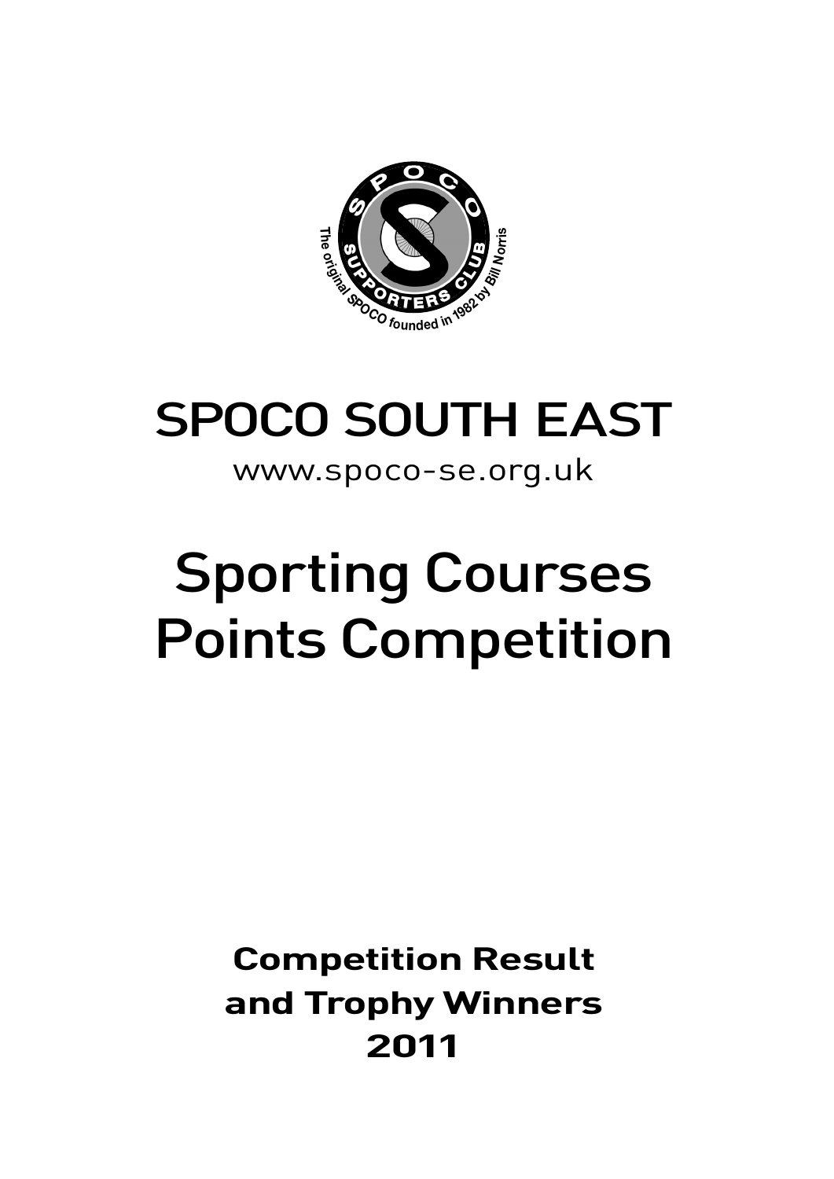# SPOCO SOUTH EAST

www.spoco-se.org.uk

# Sporting Courses Points Competition

**Competition Result and Trophy Winners 2011**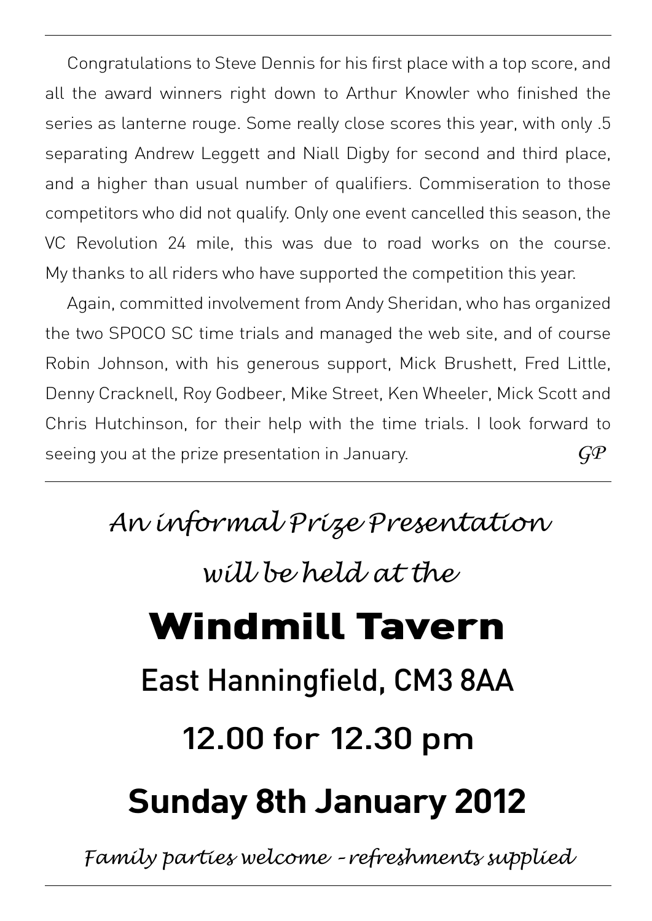Congratulations to Steve Dennis for his first place with a top score, and all the award winners right down to Arthur Knowler who finished the series as lanterne rouge. Some really close scores this year, with only .5 separating Andrew Leggett and Niall Digby for second and third place, and a higher than usual number of qualifiers. Commiseration to those competitors who did not qualify. Only one event cancelled this season, the VC Revolution 24 mile, this was due to road works on the course. My thanks to all riders who have supported the competition this year.

Again, committed involvement from Andy Sheridan, who has organized the two SPOCO SC time trials and managed the web site, and of course Robin Johnson, with his generous support, Mick Brushett, Fred Little, Denny Cracknell, Roy Godbeer, Mike Street, Ken Wheeler, Mick Scott and Chris Hutchinson, for their help with the time trials. I look forward to seeing you at the prize presentation in January.

*GP*

---

*An informal Prize Presentation*

*will be held at the*

# Windmill Tavern

## East Hanningfield, CM3 8AA

## 12.00 for 12.30 pm

## Sunday 8th January 2012

*Family parties welcome - refreshments supplied*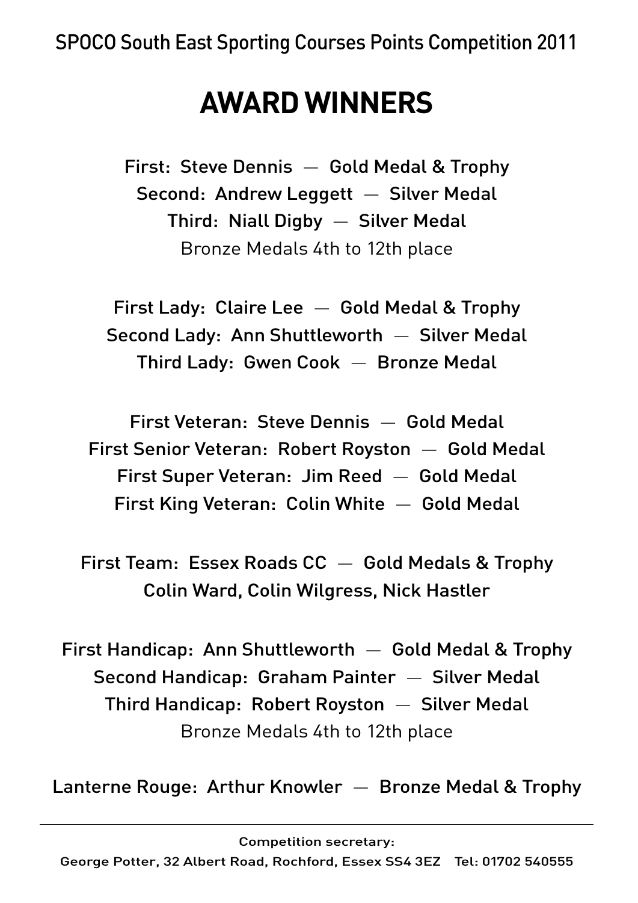SPOCO South East Sporting Courses Points Competition 2011

# AWARD WINNERS

**First: Steve Dennis — Gold Medal & Trophy**
**Second: Andrew Leggett — Silver Medal**
**Third: Niall Digby — Silver Medal**
Bronze Medals 4th to 12th place

**First Lady: Claire Lee — Gold Medal & Trophy**
**Second Lady: Ann Shuttleworth — Silver Medal**
**Third Lady: Gwen Cook — Bronze Medal**

**First Veteran: Steve Dennis — Gold Medal**
**First Senior Veteran: Robert Royston — Gold Medal**
**First Super Veteran: Jim Reed — Gold Medal**
**First King Veteran: Colin White — Gold Medal**

**First Team: Essex Roads CC — Gold Medals & Trophy**
**Colin Ward, Colin Wilgress, Nick Hastler**

**First Handicap: Ann Shuttleworth — Gold Medal & Trophy**
**Second Handicap: Graham Painter — Silver Medal**
**Third Handicap: Robert Royston — Silver Medal**
Bronze Medals 4th to 12th place

**Lanterne Rouge: Arthur Knowler — Bronze Medal & Trophy**

---

**Competition secretary:**
**George Potter, 32 Albert Road, Rochford, Essex SS4 3EZ Tel: 01702 540555**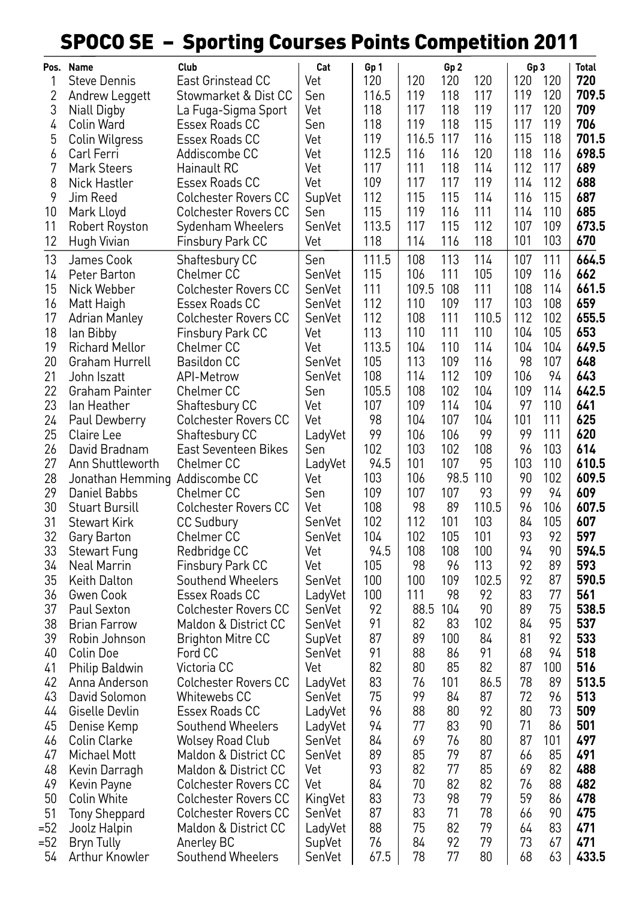# SPOCO SE – Sporting Courses Points Competition 2011

| Pos. | Name | Club | Cat | Gp 1 | Gp 2 | | | Gp 3 | | Total |
|---|---|---|---|---|---|---|---|---|---|---|
| 1 | Steve Dennis | East Grinstead CC | Vet | 120 | 120 | 120 | 120 | 120 | 120 | **720** |
| 2 | Andrew Leggett | Stowmarket & Dist CC | Sen | 116.5 | 119 | 118 | 117 | 119 | 120 | **709.5** |
| 3 | Niall Digby | La Fuga-Sigma Sport | Vet | 118 | 117 | 118 | 119 | 117 | 120 | **709** |
| 4 | Colin Ward | Essex Roads CC | Sen | 118 | 119 | 118 | 115 | 117 | 119 | **706** |
| 5 | Colin Wilgress | Essex Roads CC | Vet | 119 | 116.5 | 117 | 116 | 115 | 118 | **701.5** |
| 6 | Carl Ferri | Addiscombe CC | Vet | 112.5 | 116 | 116 | 120 | 118 | 116 | **698.5** |
| 7 | Mark Steers | Hainault RC | Vet | 117 | 111 | 118 | 114 | 112 | 117 | **689** |
| 8 | Nick Hastler | Essex Roads CC | Vet | 109 | 117 | 117 | 119 | 114 | 112 | **688** |
| 9 | Jim Reed | Colchester Rovers CC | SupVet | 112 | 115 | 115 | 114 | 116 | 115 | **687** |
| 10 | Mark Lloyd | Colchester Rovers CC | Sen | 115 | 119 | 116 | 111 | 114 | 110 | **685** |
| 11 | Robert Royston | Sydenham Wheelers | SenVet | 113.5 | 117 | 115 | 112 | 107 | 109 | **673.5** |
| 12 | Hugh Vivian | Finsbury Park CC | Vet | 118 | 114 | 116 | 118 | 101 | 103 | **670** |
| 13 | James Cook | Shaftesbury CC | Sen | 111.5 | 108 | 113 | 114 | 107 | 111 | **664.5** |
| 14 | Peter Barton | Chelmer CC | SenVet | 115 | 106 | 111 | 105 | 109 | 116 | **662** |
| 15 | Nick Webber | Colchester Rovers CC | SenVet | 111 | 109.5 | 108 | 111 | 108 | 114 | **661.5** |
| 16 | Matt Haigh | Essex Roads CC | SenVet | 112 | 110 | 109 | 117 | 103 | 108 | **659** |
| 17 | Adrian Manley | Colchester Rovers CC | SenVet | 112 | 108 | 111 | 110.5 | 112 | 102 | **655.5** |
| 18 | Ian Bibby | Finsbury Park CC | Vet | 113 | 110 | 111 | 110 | 104 | 105 | **653** |
| 19 | Richard Mellor | Chelmer CC | Vet | 113.5 | 104 | 110 | 114 | 104 | 104 | **649.5** |
| 20 | Graham Hurrell | Basildon CC | SenVet | 105 | 113 | 109 | 116 | 98 | 107 | **648** |
| 21 | John Iszatt | API-Metrow | SenVet | 108 | 114 | 112 | 109 | 106 | 94 | **643** |
| 22 | Graham Painter | Chelmer CC | Sen | 105.5 | 108 | 102 | 104 | 109 | 114 | **642.5** |
| 23 | Ian Heather | Shaftesbury CC | Vet | 107 | 109 | 114 | 104 | 97 | 110 | **641** |
| 24 | Paul Dewberry | Colchester Rovers CC | Vet | 98 | 104 | 107 | 104 | 101 | 111 | **625** |
| 25 | Claire Lee | Shaftesbury CC | LadyVet | 99 | 106 | 106 | 99 | 99 | 111 | **620** |
| 26 | David Bradnam | East Seventeen Bikes | Sen | 102 | 103 | 102 | 108 | 96 | 103 | **614** |
| 27 | Ann Shuttleworth | Chelmer CC | LadyVet | 94.5 | 101 | 107 | 95 | 103 | 110 | **610.5** |
| 28 | Jonathan Hemming | Addiscombe CC | Vet | 103 | 106 | 98.5 | 110 | 90 | 102 | **609.5** |
| 29 | Daniel Babbs | Chelmer CC | Sen | 109 | 107 | 107 | 93 | 99 | 94 | **609** |
| 30 | Stuart Bursill | Colchester Rovers CC | Vet | 108 | 98 | 89 | 110.5 | 96 | 106 | **607.5** |
| 31 | Stewart Kirk | CC Sudbury | SenVet | 102 | 112 | 101 | 103 | 84 | 105 | **607** |
| 32 | Gary Barton | Chelmer CC | SenVet | 104 | 102 | 105 | 101 | 93 | 92 | **597** |
| 33 | Stewart Fung | Redbridge CC | Vet | 94.5 | 108 | 108 | 100 | 94 | 90 | **594.5** |
| 34 | Neal Marrin | Finsbury Park CC | Vet | 105 | 98 | 96 | 113 | 92 | 89 | **593** |
| 35 | Keith Dalton | Southend Wheelers | SenVet | 100 | 100 | 109 | 102.5 | 92 | 87 | **590.5** |
| 36 | Gwen Cook | Essex Roads CC | LadyVet | 100 | 111 | 98 | 92 | 83 | 77 | **561** |
| 37 | Paul Sexton | Colchester Rovers CC | SenVet | 92 | 88.5 | 104 | 90 | 89 | 75 | **538.5** |
| 38 | Brian Farrow | Maldon & District CC | SenVet | 91 | 82 | 83 | 102 | 84 | 95 | **537** |
| 39 | Robin Johnson | Brighton Mitre CC | SupVet | 87 | 89 | 100 | 84 | 81 | 92 | **533** |
| 40 | Colin Doe | Ford CC | SenVet | 91 | 88 | 86 | 91 | 68 | 94 | **518** |
| 41 | Philip Baldwin | Victoria CC | Vet | 82 | 80 | 85 | 82 | 87 | 100 | **516** |
| 42 | Anna Anderson | Colchester Rovers CC | LadyVet | 83 | 76 | 101 | 86.5 | 78 | 89 | **513.5** |
| 43 | David Solomon | Whitewebs CC | SenVet | 75 | 99 | 84 | 87 | 72 | 96 | **513** |
| 44 | Giselle Devlin | Essex Roads CC | LadyVet | 96 | 88 | 80 | 92 | 80 | 73 | **509** |
| 45 | Denise Kemp | Southend Wheelers | LadyVet | 94 | 77 | 83 | 90 | 71 | 86 | **501** |
| 46 | Colin Clarke | Wolsey Road Club | SenVet | 84 | 69 | 76 | 80 | 87 | 101 | **497** |
| 47 | Michael Mott | Maldon & District CC | SenVet | 89 | 85 | 79 | 87 | 66 | 85 | **491** |
| 48 | Kevin Darragh | Maldon & District CC | Vet | 93 | 82 | 77 | 85 | 69 | 82 | **488** |
| 49 | Kevin Payne | Colchester Rovers CC | Vet | 84 | 70 | 82 | 82 | 76 | 88 | **482** |
| 50 | Colin White | Colchester Rovers CC | KingVet | 83 | 73 | 98 | 79 | 59 | 86 | **478** |
| 51 | Tony Sheppard | Colchester Rovers CC | SenVet | 87 | 83 | 71 | 78 | 66 | 90 | **475** |
| =52 | Joolz Halpin | Maldon & District CC | LadyVet | 88 | 75 | 82 | 79 | 64 | 83 | **471** |
| =52 | Bryn Tully | Anerley BC | SupVet | 76 | 84 | 92 | 79 | 73 | 67 | **471** |
| 54 | Arthur Knowler | Southend Wheelers | SenVet | 67.5 | 78 | 77 | 80 | 68 | 63 | **433.5** |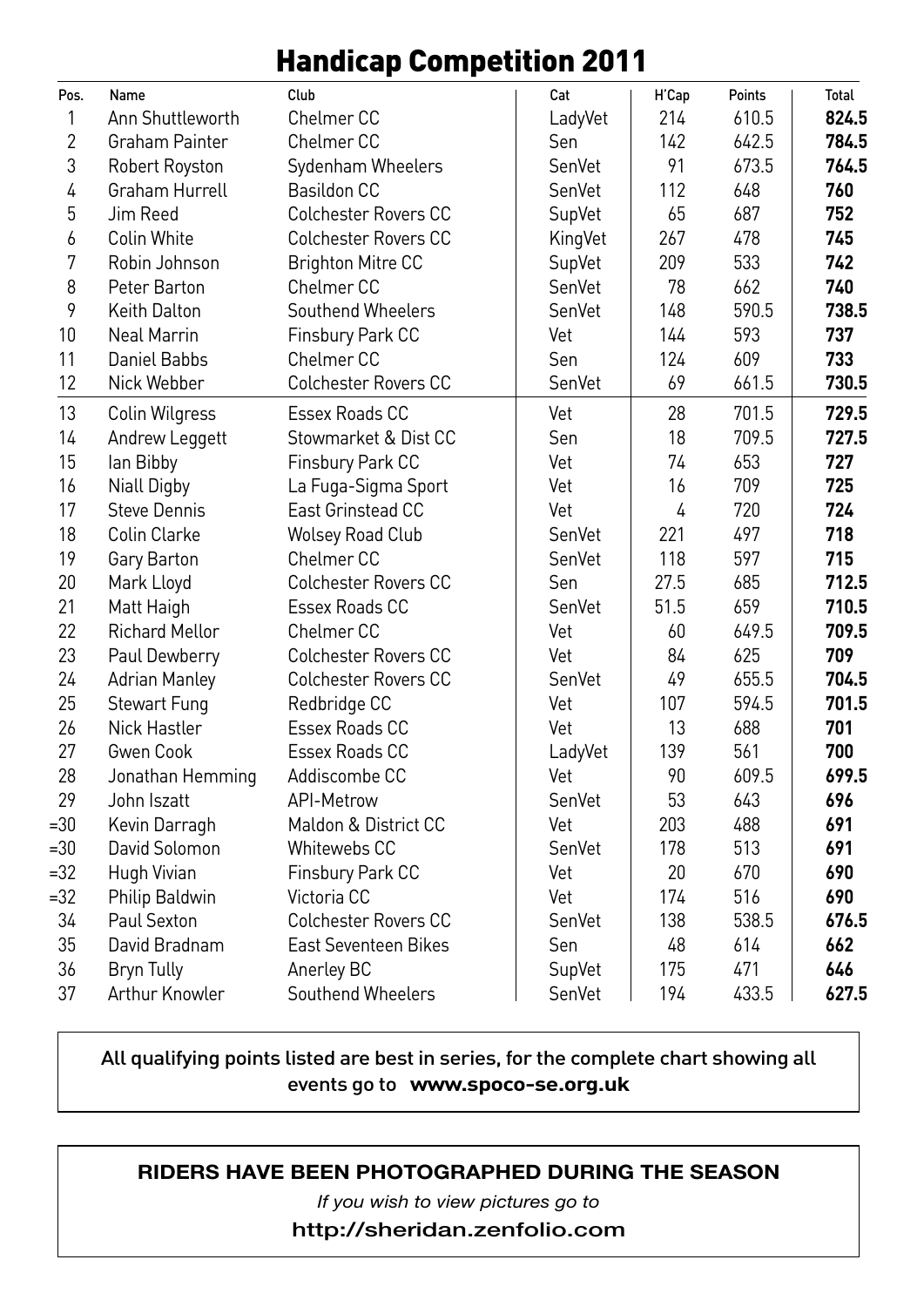# Handicap Competition 2011

| Pos. | Name | Club | Cat | H'Cap | Points | Total |
|---|---|---|---|---|---|---|
| 1 | Ann Shuttleworth | Chelmer CC | LadyVet | 214 | 610.5 | **824.5** |
| 2 | Graham Painter | Chelmer CC | Sen | 142 | 642.5 | **784.5** |
| 3 | Robert Royston | Sydenham Wheelers | SenVet | 91 | 673.5 | **764.5** |
| 4 | Graham Hurrell | Basildon CC | SenVet | 112 | 648 | **760** |
| 5 | Jim Reed | Colchester Rovers CC | SupVet | 65 | 687 | **752** |
| 6 | Colin White | Colchester Rovers CC | KingVet | 267 | 478 | **745** |
| 7 | Robin Johnson | Brighton Mitre CC | SupVet | 209 | 533 | **742** |
| 8 | Peter Barton | Chelmer CC | SenVet | 78 | 662 | **740** |
| 9 | Keith Dalton | Southend Wheelers | SenVet | 148 | 590.5 | **738.5** |
| 10 | Neal Marrin | Finsbury Park CC | Vet | 144 | 593 | **737** |
| 11 | Daniel Babbs | Chelmer CC | Sen | 124 | 609 | **733** |
| 12 | Nick Webber | Colchester Rovers CC | SenVet | 69 | 661.5 | **730.5** |
| 13 | Colin Wilgress | Essex Roads CC | Vet | 28 | 701.5 | **729.5** |
| 14 | Andrew Leggett | Stowmarket & Dist CC | Sen | 18 | 709.5 | **727.5** |
| 15 | Ian Bibby | Finsbury Park CC | Vet | 74 | 653 | **727** |
| 16 | Niall Digby | La Fuga-Sigma Sport | Vet | 16 | 709 | **725** |
| 17 | Steve Dennis | East Grinstead CC | Vet | 4 | 720 | **724** |
| 18 | Colin Clarke | Wolsey Road Club | SenVet | 221 | 497 | **718** |
| 19 | Gary Barton | Chelmer CC | SenVet | 118 | 597 | **715** |
| 20 | Mark Lloyd | Colchester Rovers CC | Sen | 27.5 | 685 | **712.5** |
| 21 | Matt Haigh | Essex Roads CC | SenVet | 51.5 | 659 | **710.5** |
| 22 | Richard Mellor | Chelmer CC | Vet | 60 | 649.5 | **709.5** |
| 23 | Paul Dewberry | Colchester Rovers CC | Vet | 84 | 625 | **709** |
| 24 | Adrian Manley | Colchester Rovers CC | SenVet | 49 | 655.5 | **704.5** |
| 25 | Stewart Fung | Redbridge CC | Vet | 107 | 594.5 | **701.5** |
| 26 | Nick Hastler | Essex Roads CC | Vet | 13 | 688 | **701** |
| 27 | Gwen Cook | Essex Roads CC | LadyVet | 139 | 561 | **700** |
| 28 | Jonathan Hemming | Addiscombe CC | Vet | 90 | 609.5 | **699.5** |
| 29 | John Iszatt | API-Metrow | SenVet | 53 | 643 | **696** |
| =30 | Kevin Darragh | Maldon & District CC | Vet | 203 | 488 | **691** |
| =30 | David Solomon | Whitewebs CC | SenVet | 178 | 513 | **691** |
| =32 | Hugh Vivian | Finsbury Park CC | Vet | 20 | 670 | **690** |
| =32 | Philip Baldwin | Victoria CC | Vet | 174 | 516 | **690** |
| 34 | Paul Sexton | Colchester Rovers CC | SenVet | 138 | 538.5 | **676.5** |
| 35 | David Bradnam | East Seventeen Bikes | Sen | 48 | 614 | **662** |
| 36 | Bryn Tully | Anerley BC | SupVet | 175 | 471 | **646** |
| 37 | Arthur Knowler | Southend Wheelers | SenVet | 194 | 433.5 | **627.5** |

All qualifying points listed are best in series, for the complete chart showing all events go to **www.spoco-se.org.uk**

**RIDERS HAVE BEEN PHOTOGRAPHED DURING THE SEASON**

*If you wish to view pictures go to*

**http://sheridan.zenfolio.com**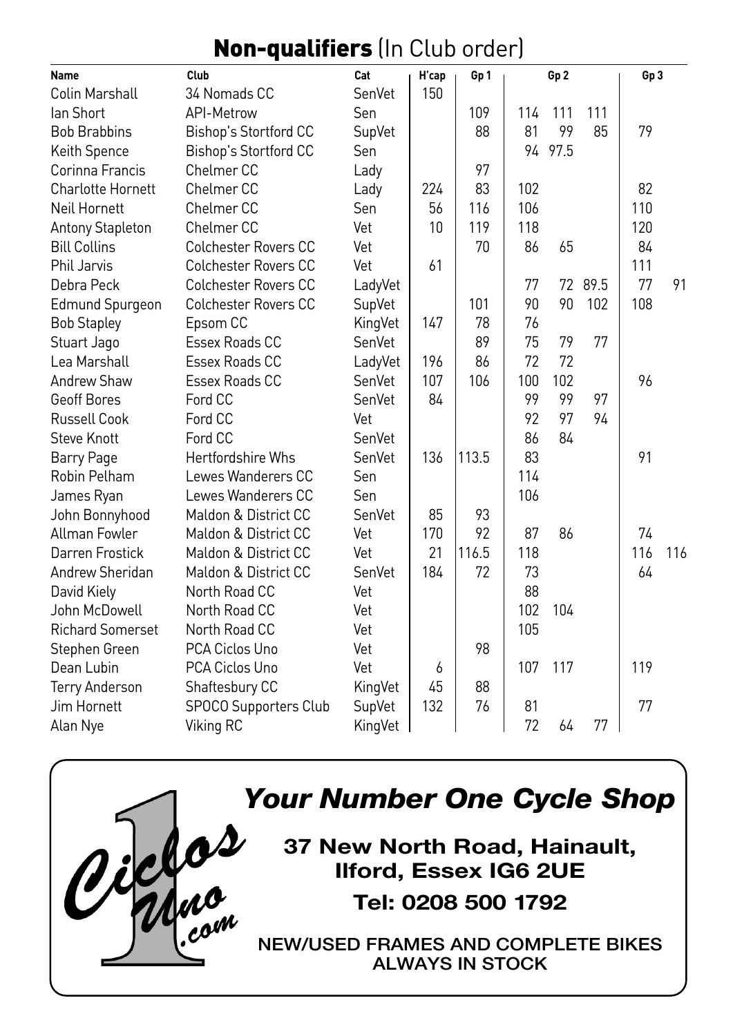## **Non-qualifiers** (In Club order)

| Name | Club | Cat | H'cap | Gp 1 | Gp 2 | | | Gp 3 | |
|---|---|---|---|---|---|---|---|---|---|
| Colin Marshall | 34 Nomads CC | SenVet | 150 | | | | | | |
| Ian Short | API-Metrow | Sen | | 109 | 114 | 111 | 111 | | |
| Bob Brabbins | Bishop's Stortford CC | SupVet | | 88 | 81 | 99 | 85 | 79 | |
| Keith Spence | Bishop's Stortford CC | Sen | | | 94 | 97.5 | | | |
| Corinna Francis | Chelmer CC | Lady | | 97 | | | | | |
| Charlotte Hornett | Chelmer CC | Lady | 224 | 83 | 102 | | | 82 | |
| Neil Hornett | Chelmer CC | Sen | 56 | 116 | 106 | | | 110 | |
| Antony Stapleton | Chelmer CC | Vet | 10 | 119 | 118 | | | 120 | |
| Bill Collins | Colchester Rovers CC | Vet | | 70 | 86 | 65 | | 84 | |
| Phil Jarvis | Colchester Rovers CC | Vet | 61 | | | | | 111 | |
| Debra Peck | Colchester Rovers CC | LadyVet | | | 77 | 72 | 89.5 | 77 | 91 |
| Edmund Spurgeon | Colchester Rovers CC | SupVet | | 101 | 90 | 90 | 102 | 108 | |
| Bob Stapley | Epsom CC | KingVet | 147 | 78 | 76 | | | | |
| Stuart Jago | Essex Roads CC | SenVet | | 89 | 75 | 79 | 77 | | |
| Lea Marshall | Essex Roads CC | LadyVet | 196 | 86 | 72 | 72 | | | |
| Andrew Shaw | Essex Roads CC | SenVet | 107 | 106 | 100 | 102 | | 96 | |
| Geoff Bores | Ford CC | SenVet | 84 | | 99 | 99 | 97 | | |
| Russell Cook | Ford CC | Vet | | | 92 | 97 | 94 | | |
| Steve Knott | Ford CC | SenVet | | | 86 | 84 | | | |
| Barry Page | Hertfordshire Whs | SenVet | 136 | 113.5 | 83 | | | 91 | |
| Robin Pelham | Lewes Wanderers CC | Sen | | | 114 | | | | |
| James Ryan | Lewes Wanderers CC | Sen | | | 106 | | | | |
| John Bonnyhood | Maldon & District CC | SenVet | 85 | 93 | | | | | |
| Allman Fowler | Maldon & District CC | Vet | 170 | 92 | 87 | 86 | | 74 | |
| Darren Frostick | Maldon & District CC | Vet | 21 | 116.5 | 118 | | | 116 | 116 |
| Andrew Sheridan | Maldon & District CC | SenVet | 184 | 72 | 73 | | | 64 | |
| David Kiely | North Road CC | Vet | | | 88 | | | | |
| John McDowell | North Road CC | Vet | | | 102 | 104 | | | |
| Richard Somerset | North Road CC | Vet | | | 105 | | | | |
| Stephen Green | PCA Ciclos Uno | Vet | | 98 | | | | | |
| Dean Lubin | PCA Ciclos Uno | Vet | 6 | | 107 | 117 | | 119 | |
| Terry Anderson | Shaftesbury CC | KingVet | 45 | 88 | | | | | |
| Jim Hornett | SPOCO Supporters Club | SupVet | 132 | 76 | 81 | | | 77 | |
| Alan Nye | Viking RC | KingVet | | | 72 | 64 | 77 | | |

Ciclos Uno .com

***Your Number One Cycle Shop***

**37 New North Road, Hainault, Ilford, Essex IG6 2UE**

**Tel: 0208 500 1792**

NEW/USED FRAMES AND COMPLETE BIKES ALWAYS IN STOCK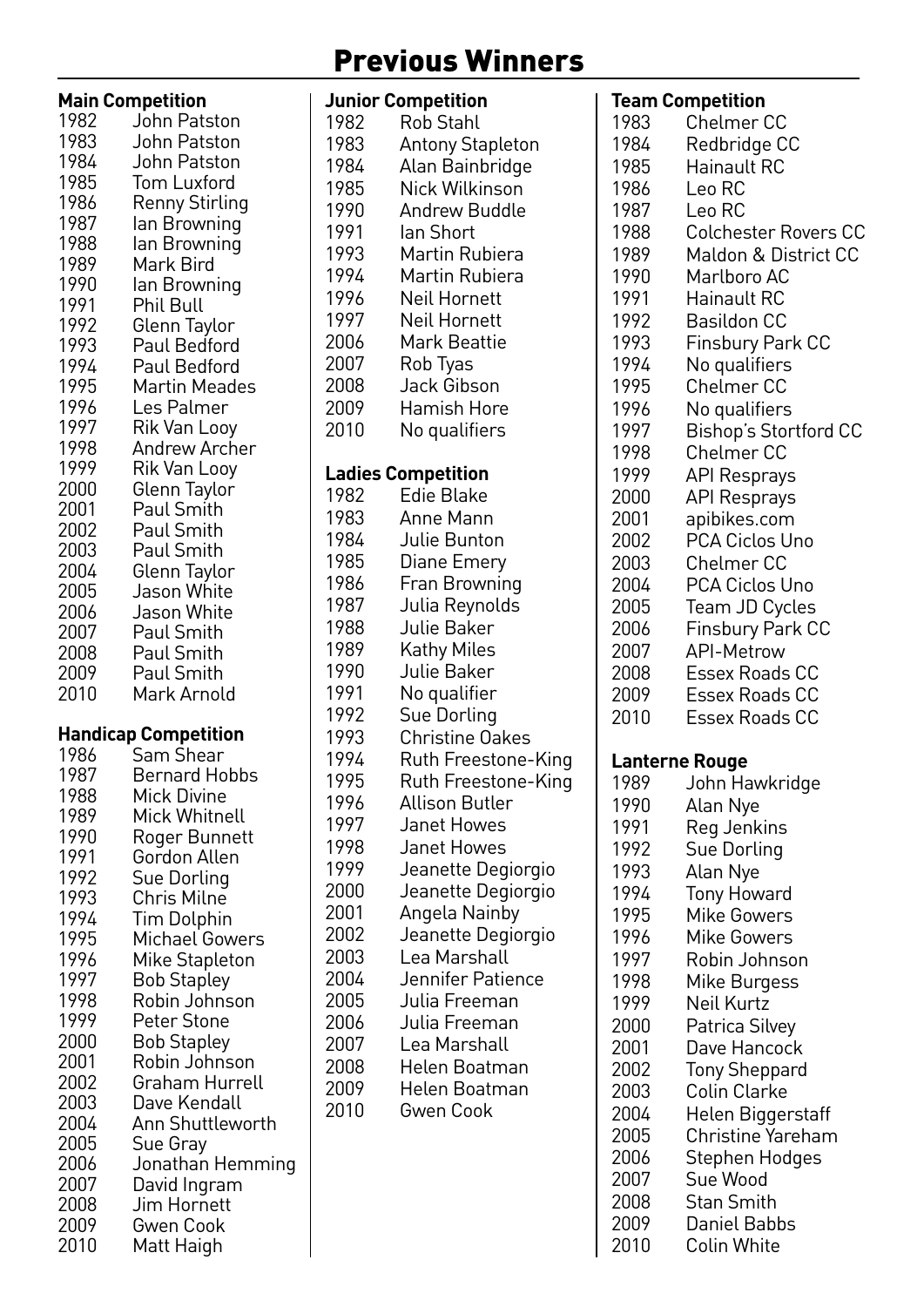# Previous Winners

**Main Competition**

| Year | Winner |
|---|---|
| 1982 | John Patston |
| 1983 | John Patston |
| 1984 | John Patston |
| 1985 | Tom Luxford |
| 1986 | Renny Stirling |
| 1987 | Ian Browning |
| 1988 | Ian Browning |
| 1989 | Mark Bird |
| 1990 | Ian Browning |
| 1991 | Phil Bull |
| 1992 | Glenn Taylor |
| 1993 | Paul Bedford |
| 1994 | Paul Bedford |
| 1995 | Martin Meades |
| 1996 | Les Palmer |
| 1997 | Rik Van Looy |
| 1998 | Andrew Archer |
| 1999 | Rik Van Looy |
| 2000 | Glenn Taylor |
| 2001 | Paul Smith |
| 2002 | Paul Smith |
| 2003 | Paul Smith |
| 2004 | Glenn Taylor |
| 2005 | Jason White |
| 2006 | Jason White |
| 2007 | Paul Smith |
| 2008 | Paul Smith |
| 2009 | Paul Smith |
| 2010 | Mark Arnold |

**Handicap Competition**

| Year | Winner |
|---|---|
| 1986 | Sam Shear |
| 1987 | Bernard Hobbs |
| 1988 | Mick Divine |
| 1989 | Mick Whitnell |
| 1990 | Roger Bunnett |
| 1991 | Gordon Allen |
| 1992 | Sue Dorling |
| 1993 | Chris Milne |
| 1994 | Tim Dolphin |
| 1995 | Michael Gowers |
| 1996 | Mike Stapleton |
| 1997 | Bob Stapley |
| 1998 | Robin Johnson |
| 1999 | Peter Stone |
| 2000 | Bob Stapley |
| 2001 | Robin Johnson |
| 2002 | Graham Hurrell |
| 2003 | Dave Kendall |
| 2004 | Ann Shuttleworth |
| 2005 | Sue Gray |
| 2006 | Jonathan Hemming |
| 2007 | David Ingram |
| 2008 | Jim Hornett |
| 2009 | Gwen Cook |
| 2010 | Matt Haigh |

**Junior Competition**

| Year | Winner |
|---|---|
| 1982 | Rob Stahl |
| 1983 | Antony Stapleton |
| 1984 | Alan Bainbridge |
| 1985 | Nick Wilkinson |
| 1990 | Andrew Buddle |
| 1991 | Ian Short |
| 1993 | Martin Rubiera |
| 1994 | Martin Rubiera |
| 1996 | Neil Hornett |
| 1997 | Neil Hornett |
| 2006 | Mark Beattie |
| 2007 | Rob Tyas |
| 2008 | Jack Gibson |
| 2009 | Hamish Hore |
| 2010 | No qualifiers |

**Ladies Competition**

| Year | Winner |
|---|---|
| 1982 | Edie Blake |
| 1983 | Anne Mann |
| 1984 | Julie Bunton |
| 1985 | Diane Emery |
| 1986 | Fran Browning |
| 1987 | Julia Reynolds |
| 1988 | Julie Baker |
| 1989 | Kathy Miles |
| 1990 | Julie Baker |
| 1991 | No qualifier |
| 1992 | Sue Dorling |
| 1993 | Christine Oakes |
| 1994 | Ruth Freestone-King |
| 1995 | Ruth Freestone-King |
| 1996 | Allison Butler |
| 1997 | Janet Howes |
| 1998 | Janet Howes |
| 1999 | Jeanette Degiorgio |
| 2000 | Jeanette Degiorgio |
| 2001 | Angela Nainby |
| 2002 | Jeanette Degiorgio |
| 2003 | Lea Marshall |
| 2004 | Jennifer Patience |
| 2005 | Julia Freeman |
| 2006 | Julia Freeman |
| 2007 | Lea Marshall |
| 2008 | Helen Boatman |
| 2009 | Helen Boatman |
| 2010 | Gwen Cook |

**Team Competition**

| Year | Winner |
|---|---|
| 1983 | Chelmer CC |
| 1984 | Redbridge CC |
| 1985 | Hainault RC |
| 1986 | Leo RC |
| 1987 | Leo RC |
| 1988 | Colchester Rovers CC |
| 1989 | Maldon & District CC |
| 1990 | Marlboro AC |
| 1991 | Hainault RC |
| 1992 | Basildon CC |
| 1993 | Finsbury Park CC |
| 1994 | No qualifiers |
| 1995 | Chelmer CC |
| 1996 | No qualifiers |
| 1997 | Bishop's Stortford CC |
| 1998 | Chelmer CC |
| 1999 | API Resprays |
| 2000 | API Resprays |
| 2001 | apibikes.com |
| 2002 | PCA Ciclos Uno |
| 2003 | Chelmer CC |
| 2004 | PCA Ciclos Uno |
| 2005 | Team JD Cycles |
| 2006 | Finsbury Park CC |
| 2007 | API-Metrow |
| 2008 | Essex Roads CC |
| 2009 | Essex Roads CC |
| 2010 | Essex Roads CC |

**Lanterne Rouge**

| Year | Winner |
|---|---|
| 1989 | John Hawkridge |
| 1990 | Alan Nye |
| 1991 | Reg Jenkins |
| 1992 | Sue Dorling |
| 1993 | Alan Nye |
| 1994 | Tony Howard |
| 1995 | Mike Gowers |
| 1996 | Mike Gowers |
| 1997 | Robin Johnson |
| 1998 | Mike Burgess |
| 1999 | Neil Kurtz |
| 2000 | Patrica Silvey |
| 2001 | Dave Hancock |
| 2002 | Tony Sheppard |
| 2003 | Colin Clarke |
| 2004 | Helen Biggerstaff |
| 2005 | Christine Yareham |
| 2006 | Stephen Hodges |
| 2007 | Sue Wood |
| 2008 | Stan Smith |
| 2009 | Daniel Babbs |
| 2010 | Colin White |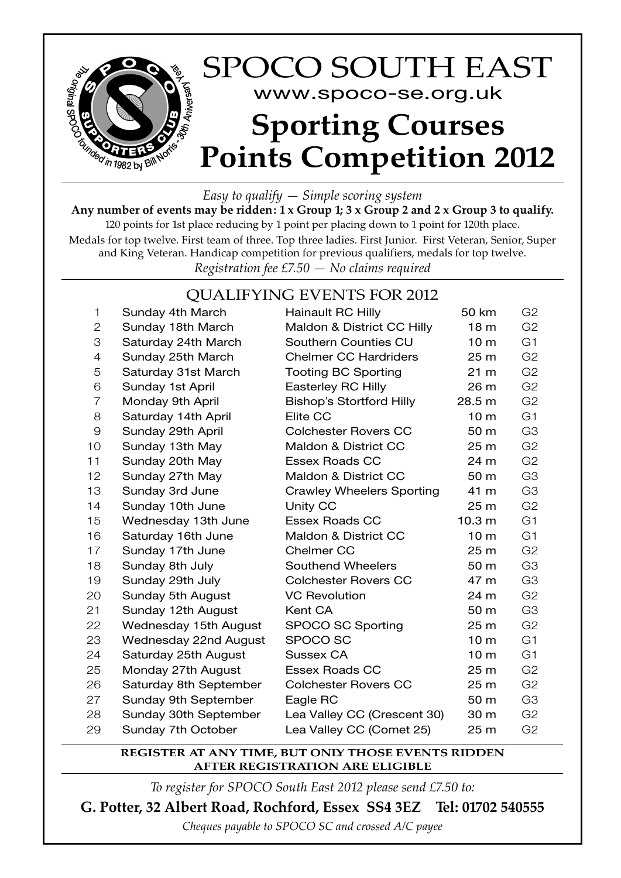# SPOCO SOUTH EAST

www.spoco-se.org.uk

## Sporting Courses Points Competition 2012

*Easy to qualify — Simple scoring system*

**Any number of events may be ridden: 1 x Group 1; 3 x Group 2 and 2 x Group 3 to qualify.**

120 points for 1st place reducing by 1 point per placing down to 1 point for 120th place.

Medals for top twelve. First team of three. Top three ladies. First Junior. First Veteran, Senior, Super and King Veteran. Handicap competition for previous qualifiers, medals for top twelve.

*Registration fee £7.50 — No claims required*

### QUALIFYING EVENTS FOR 2012

| | | | | |
|---|---|---|---|---|
| 1 | Sunday 4th March | Hainault RC Hilly | 50 km | G2 |
| 2 | Sunday 18th March | Maldon & District CC Hilly | 18 m | G2 |
| 3 | Saturday 24th March | Southern Counties CU | 10 m | G1 |
| 4 | Sunday 25th March | Chelmer CC Hardriders | 25 m | G2 |
| 5 | Saturday 31st March | Tooting BC Sporting | 21 m | G2 |
| 6 | Sunday 1st April | Easterley RC Hilly | 26 m | G2 |
| 7 | Monday 9th April | Bishop's Stortford Hilly | 28.5 m | G2 |
| 8 | Saturday 14th April | Elite CC | 10 m | G1 |
| 9 | Sunday 29th April | Colchester Rovers CC | 50 m | G3 |
| 10 | Sunday 13th May | Maldon & District CC | 25 m | G2 |
| 11 | Sunday 20th May | Essex Roads CC | 24 m | G2 |
| 12 | Sunday 27th May | Maldon & District CC | 50 m | G3 |
| 13 | Sunday 3rd June | Crawley Wheelers Sporting | 41 m | G3 |
| 14 | Sunday 10th June | Unity CC | 25 m | G2 |
| 15 | Wednesday 13th June | Essex Roads CC | 10.3 m | G1 |
| 16 | Saturday 16th June | Maldon & District CC | 10 m | G1 |
| 17 | Sunday 17th June | Chelmer CC | 25 m | G2 |
| 18 | Sunday 8th July | Southend Wheelers | 50 m | G3 |
| 19 | Sunday 29th July | Colchester Rovers CC | 47 m | G3 |
| 20 | Sunday 5th August | VC Revolution | 24 m | G2 |
| 21 | Sunday 12th August | Kent CA | 50 m | G3 |
| 22 | Wednesday 15th August | SPOCO SC Sporting | 25 m | G2 |
| 23 | Wednesday 22nd August | SPOCO SC | 10 m | G1 |
| 24 | Saturday 25th August | Sussex CA | 10 m | G1 |
| 25 | Monday 27th August | Essex Roads CC | 25 m | G2 |
| 26 | Saturday 8th September | Colchester Rovers CC | 25 m | G2 |
| 27 | Sunday 9th September | Eagle RC | 50 m | G3 |
| 28 | Sunday 30th September | Lea Valley CC (Crescent 30) | 30 m | G2 |
| 29 | Sunday 7th October | Lea Valley CC (Comet 25) | 25 m | G2 |

**REGISTER AT ANY TIME, BUT ONLY THOSE EVENTS RIDDEN AFTER REGISTRATION ARE ELIGIBLE**

*To register for SPOCO South East 2012 please send £7.50 to:*

**G. Potter, 32 Albert Road, Rochford, Essex SS4 3EZ Tel: 01702 540555**

*Cheques payable to SPOCO SC and crossed A/C payee*